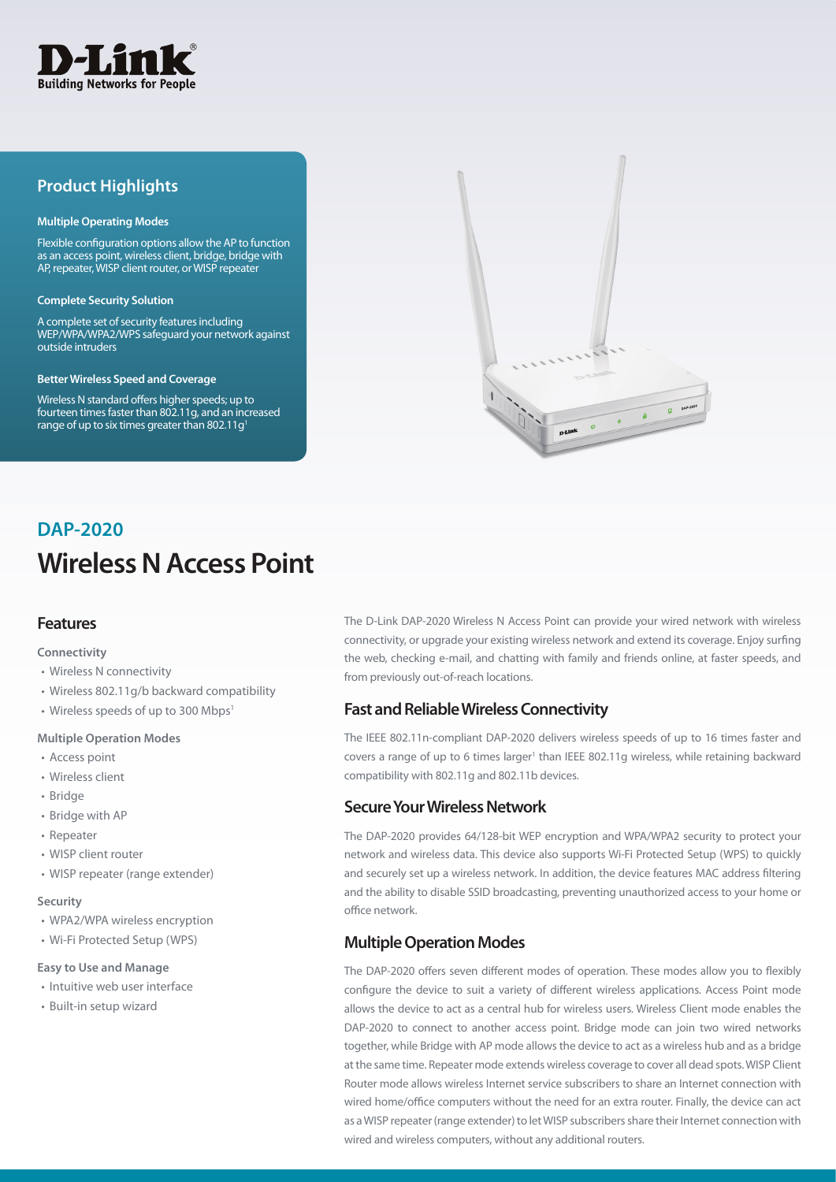D-Link
Building Networks for People

## Product Highlights

**Multiple Operating Modes**

Flexible configuration options allow the AP to function as an access point, wireless client, bridge, bridge with AP, repeater, WISP client router, or WISP repeater

**Complete Security Solution**

A complete set of security features including WEP/WPA/WPA2/WPS safeguard your network against outside intruders

**Better Wireless Speed and Coverage**

Wireless N standard offers higher speeds; up to fourteen times faster than 802.11g, and an increased range of up to six times greater than 802.11g[1]

## DAP-2020

# Wireless N Access Point

## Features

**Connectivity**

- Wireless N connectivity
- Wireless 802.11g/b backward compatibility
- Wireless speeds of up to 300 Mbps[1]

**Multiple Operation Modes**

- Access point
- Wireless client
- Bridge
- Bridge with AP
- Repeater
- WISP client router
- WISP repeater (range extender)

**Security**

- WPA2/WPA wireless encryption
- Wi-Fi Protected Setup (WPS)

**Easy to Use and Manage**

- Intuitive web user interface
- Built-in setup wizard

The D-Link DAP-2020 Wireless N Access Point can provide your wired network with wireless connectivity, or upgrade your existing wireless network and extend its coverage. Enjoy surfing the web, checking e-mail, and chatting with family and friends online, at faster speeds, and from previously out-of-reach locations.

## Fast and Reliable Wireless Connectivity

The IEEE 802.11n-compliant DAP-2020 delivers wireless speeds of up to 16 times faster and covers a range of up to 6 times larger[1] than IEEE 802.11g wireless, while retaining backward compatibility with 802.11g and 802.11b devices.

## Secure Your Wireless Network

The DAP-2020 provides 64/128-bit WEP encryption and WPA/WPA2 security to protect your network and wireless data. This device also supports Wi-Fi Protected Setup (WPS) to quickly and securely set up a wireless network. In addition, the device features MAC address filtering and the ability to disable SSID broadcasting, preventing unauthorized access to your home or office network.

## Multiple Operation Modes

The DAP-2020 offers seven different modes of operation. These modes allow you to flexibly configure the device to suit a variety of different wireless applications. Access Point mode allows the device to act as a central hub for wireless users. Wireless Client mode enables the DAP-2020 to connect to another access point. Bridge mode can join two wired networks together, while Bridge with AP mode allows the device to act as a wireless hub and as a bridge at the same time. Repeater mode extends wireless coverage to cover all dead spots. WISP Client Router mode allows wireless Internet service subscribers to share an Internet connection with wired home/office computers without the need for an extra router. Finally, the device can act as a WISP repeater (range extender) to let WISP subscribers share their Internet connection with wired and wireless computers, without any additional routers.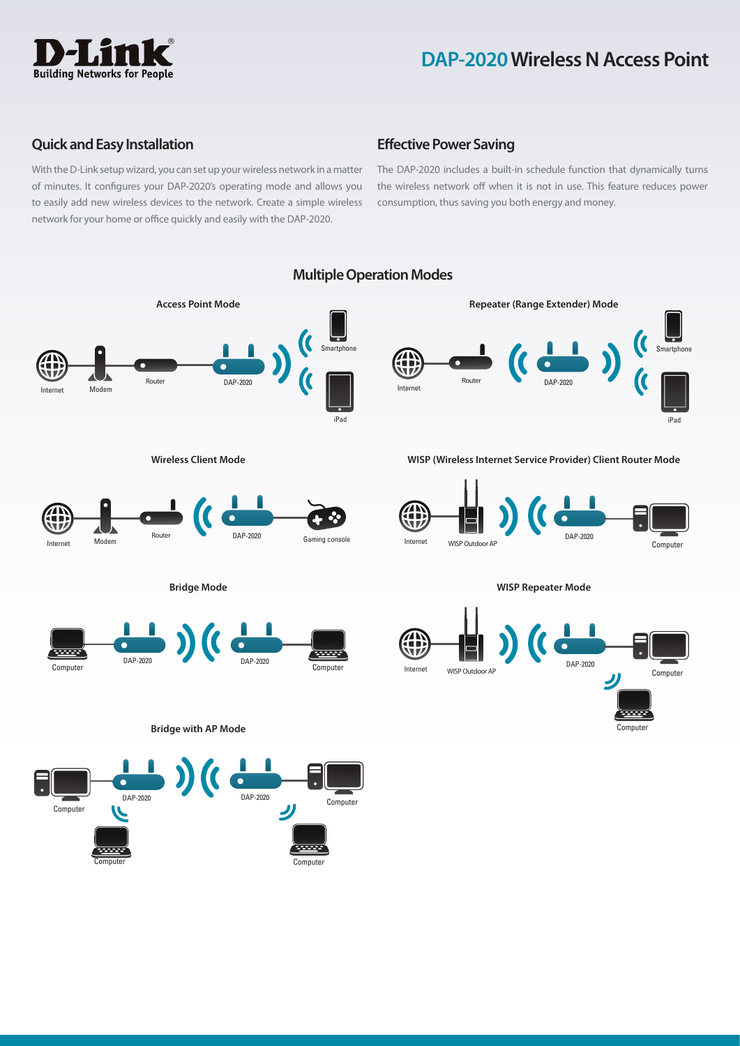# DAP-2020 Wireless N Access Point

## Quick and Easy Installation

With the D-Link setup wizard, you can set up your wireless network in a matter of minutes. It configures your DAP-2020's operating mode and allows you to easily add new wireless devices to the network. Create a simple wireless network for your home or office quickly and easily with the DAP-2020.

## Effective Power Saving

The DAP-2020 includes a built-in schedule function that dynamically turns the wireless network off when it is not in use. This feature reduces power consumption, thus saving you both energy and money.

## Multiple Operation Modes

### Access Point Mode

Internet — Modem — Router — DAP-2020 — Smartphone, iPad

### Repeater (Range Extender) Mode

Internet — Router — DAP-2020 — Smartphone, iPad

### Wireless Client Mode

Internet — Modem — Router — DAP-2020 — Gaming console

### WISP (Wireless Internet Service Provider) Client Router Mode

Internet — WISP Outdoor AP — DAP-2020 — Computer

### Bridge Mode

Computer — DAP-2020 — DAP-2020 — Computer

### WISP Repeater Mode

Internet — WISP Outdoor AP — DAP-2020 — Computer, Computer

### Bridge with AP Mode

Computer — DAP-2020 — DAP-2020 — Computer; Computer; Computer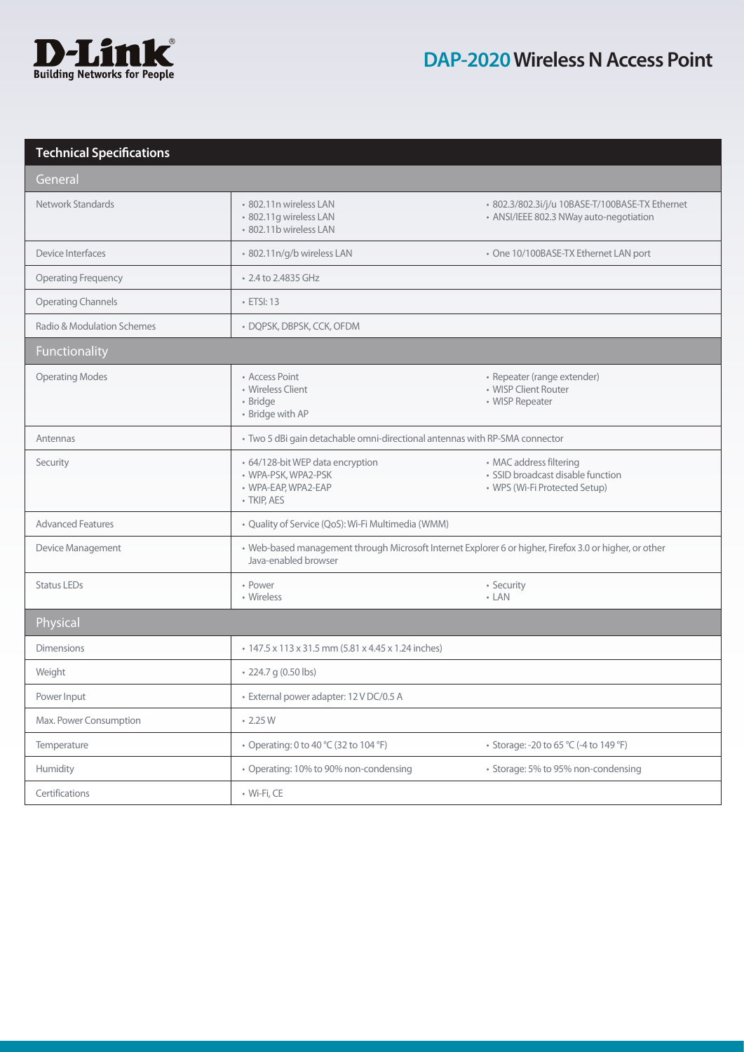# DAP-2020 Wireless N Access Point

## Technical Specifications

| General | | |
|---|---|---|
| Network Standards | • 802.11n wireless LAN<br>• 802.11g wireless LAN<br>• 802.11b wireless LAN | • 802.3/802.3i/j/u 10BASE-T/100BASE-TX Ethernet<br>• ANSI/IEEE 802.3 NWay auto-negotiation |
| Device Interfaces | • 802.11n/g/b wireless LAN | • One 10/100BASE-TX Ethernet LAN port |
| Operating Frequency | • 2.4 to 2.4835 GHz | |
| Operating Channels | • ETSI: 13 | |
| Radio & Modulation Schemes | • DQPSK, DBPSK, CCK, OFDM | |
| **Functionality** | | |
| Operating Modes | • Access Point<br>• Wireless Client<br>• Bridge<br>• Bridge with AP | • Repeater (range extender)<br>• WISP Client Router<br>• WISP Repeater |
| Antennas | • Two 5 dBi gain detachable omni-directional antennas with RP-SMA connector | |
| Security | • 64/128-bit WEP data encryption<br>• WPA-PSK, WPA2-PSK<br>• WPA-EAP, WPA2-EAP<br>• TKIP, AES | • MAC address filtering<br>• SSID broadcast disable function<br>• WPS (Wi-Fi Protected Setup) |
| Advanced Features | • Quality of Service (QoS): Wi-Fi Multimedia (WMM) | |
| Device Management | • Web-based management through Microsoft Internet Explorer 6 or higher, Firefox 3.0 or higher, or other Java-enabled browser | |
| Status LEDs | • Power<br>• Wireless | • Security<br>• LAN |
| **Physical** | | |
| Dimensions | • 147.5 x 113 x 31.5 mm (5.81 x 4.45 x 1.24 inches) | |
| Weight | • 224.7 g (0.50 lbs) | |
| Power Input | • External power adapter: 12 V DC/0.5 A | |
| Max. Power Consumption | • 2.25 W | |
| Temperature | • Operating: 0 to 40 °C (32 to 104 °F) | • Storage: -20 to 65 °C (-4 to 149 °F) |
| Humidity | • Operating: 10% to 90% non-condensing | • Storage: 5% to 95% non-condensing |
| Certifications | • Wi-Fi, CE | |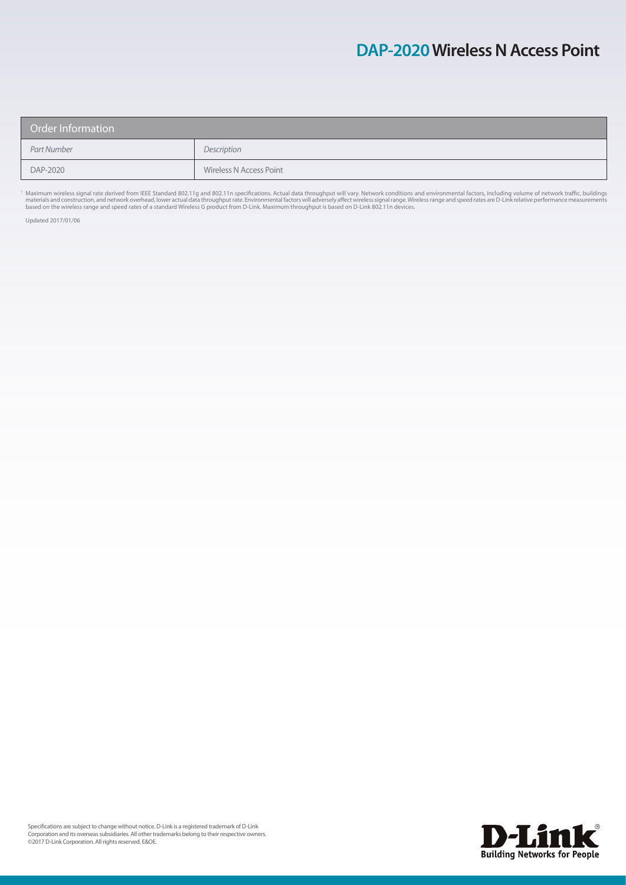## Order Information

| Part Number | Description |
|---|---|
| DAP-2020 | Wireless N Access Point |

[1] Maximum wireless signal rate derived from IEEE Standard 802.11g and 802.11n specifications. Actual data throughput will vary. Network conditions and environmental factors, including volume of network traffic, buildings materials and construction, and network overhead, lower actual data throughput rate. Environmental factors will adversely affect wireless signal range. Wireless range and speed rates are D-Link relative performance measurements based on the wireless range and speed rates of a standard Wireless G product from D-Link. Maximum throughput is based on D-Link 802.11n devices.

Updated 2017/01/06

Specifications are subject to change without notice. D-Link is a registered trademark of D-Link Corporation and its overseas subsidiaries. All other trademarks belong to their respective owners. ©2017 D-Link Corporation. All rights reserved. E&OE.

D-Link® Building Networks for People